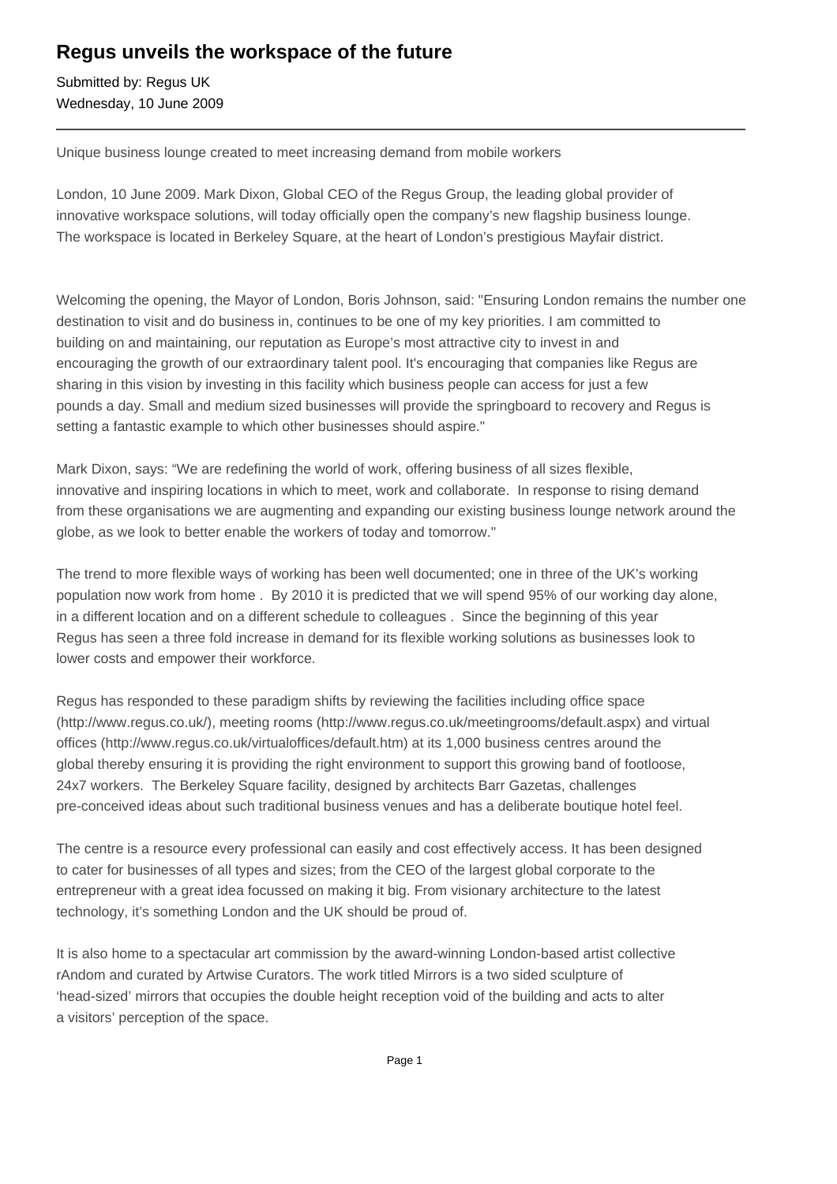# Regus unveils the workspace of the future

Submitted by: Regus UK
Wednesday, 10 June 2009

---

Unique business lounge created to meet increasing demand from mobile workers

London, 10 June 2009. Mark Dixon, Global CEO of the Regus Group, the leading global provider of innovative workspace solutions, will today officially open the company's new flagship business lounge. The workspace is located in Berkeley Square, at the heart of London's prestigious Mayfair district.

Welcoming the opening, the Mayor of London, Boris Johnson, said: "Ensuring London remains the number one destination to visit and do business in, continues to be one of my key priorities. I am committed to building on and maintaining, our reputation as Europe's most attractive city to invest in and encouraging the growth of our extraordinary talent pool. It's encouraging that companies like Regus are sharing in this vision by investing in this facility which business people can access for just a few pounds a day. Small and medium sized businesses will provide the springboard to recovery and Regus is setting a fantastic example to which other businesses should aspire."

Mark Dixon, says: "We are redefining the world of work, offering business of all sizes flexible, innovative and inspiring locations in which to meet, work and collaborate. In response to rising demand from these organisations we are augmenting and expanding our existing business lounge network around the globe, as we look to better enable the workers of today and tomorrow."

The trend to more flexible ways of working has been well documented; one in three of the UK's working population now work from home . By 2010 it is predicted that we will spend 95% of our working day alone, in a different location and on a different schedule to colleagues . Since the beginning of this year Regus has seen a three fold increase in demand for its flexible working solutions as businesses look to lower costs and empower their workforce.

Regus has responded to these paradigm shifts by reviewing the facilities including office space (http://www.regus.co.uk/), meeting rooms (http://www.regus.co.uk/meetingrooms/default.aspx) and virtual offices (http://www.regus.co.uk/virtualoffices/default.htm) at its 1,000 business centres around the global thereby ensuring it is providing the right environment to support this growing band of footloose, 24x7 workers. The Berkeley Square facility, designed by architects Barr Gazetas, challenges pre-conceived ideas about such traditional business venues and has a deliberate boutique hotel feel.

The centre is a resource every professional can easily and cost effectively access. It has been designed to cater for businesses of all types and sizes; from the CEO of the largest global corporate to the entrepreneur with a great idea focussed on making it big. From visionary architecture to the latest technology, it's something London and the UK should be proud of.

It is also home to a spectacular art commission by the award-winning London-based artist collective rAndom and curated by Artwise Curators. The work titled Mirrors is a two sided sculpture of 'head-sized' mirrors that occupies the double height reception void of the building and acts to alter a visitors' perception of the space.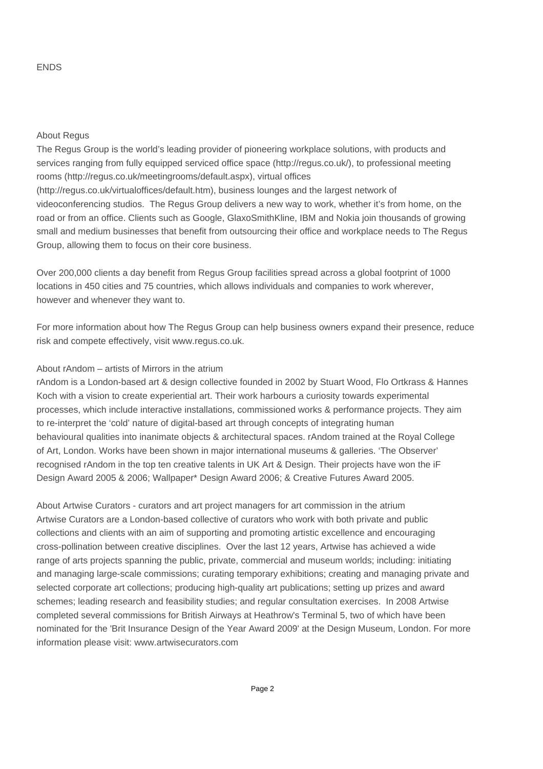ENDS

About Regus

The Regus Group is the world's leading provider of pioneering workplace solutions, with products and services ranging from fully equipped serviced office space (http://regus.co.uk/), to professional meeting rooms (http://regus.co.uk/meetingrooms/default.aspx), virtual offices (http://regus.co.uk/virtualoffices/default.htm), business lounges and the largest network of videoconferencing studios. The Regus Group delivers a new way to work, whether it's from home, on the road or from an office. Clients such as Google, GlaxoSmithKline, IBM and Nokia join thousands of growing small and medium businesses that benefit from outsourcing their office and workplace needs to The Regus Group, allowing them to focus on their core business.

Over 200,000 clients a day benefit from Regus Group facilities spread across a global footprint of 1000 locations in 450 cities and 75 countries, which allows individuals and companies to work wherever, however and whenever they want to.

For more information about how The Regus Group can help business owners expand their presence, reduce risk and compete effectively, visit www.regus.co.uk.

About rAndom – artists of Mirrors in the atrium

rAndom is a London-based art & design collective founded in 2002 by Stuart Wood, Flo Ortkrass & Hannes Koch with a vision to create experiential art. Their work harbours a curiosity towards experimental processes, which include interactive installations, commissioned works & performance projects. They aim to re-interpret the 'cold' nature of digital-based art through concepts of integrating human behavioural qualities into inanimate objects & architectural spaces. rAndom trained at the Royal College of Art, London. Works have been shown in major international museums & galleries. 'The Observer' recognised rAndom in the top ten creative talents in UK Art & Design. Their projects have won the iF Design Award 2005 & 2006; Wallpaper* Design Award 2006; & Creative Futures Award 2005.

About Artwise Curators - curators and art project managers for art commission in the atrium

Artwise Curators are a London-based collective of curators who work with both private and public collections and clients with an aim of supporting and promoting artistic excellence and encouraging cross-pollination between creative disciplines. Over the last 12 years, Artwise has achieved a wide range of arts projects spanning the public, private, commercial and museum worlds; including: initiating and managing large-scale commissions; curating temporary exhibitions; creating and managing private and selected corporate art collections; producing high-quality art publications; setting up prizes and award schemes; leading research and feasibility studies; and regular consultation exercises. In 2008 Artwise completed several commissions for British Airways at Heathrow's Terminal 5, two of which have been nominated for the 'Brit Insurance Design of the Year Award 2009' at the Design Museum, London. For more information please visit: www.artwisecurators.com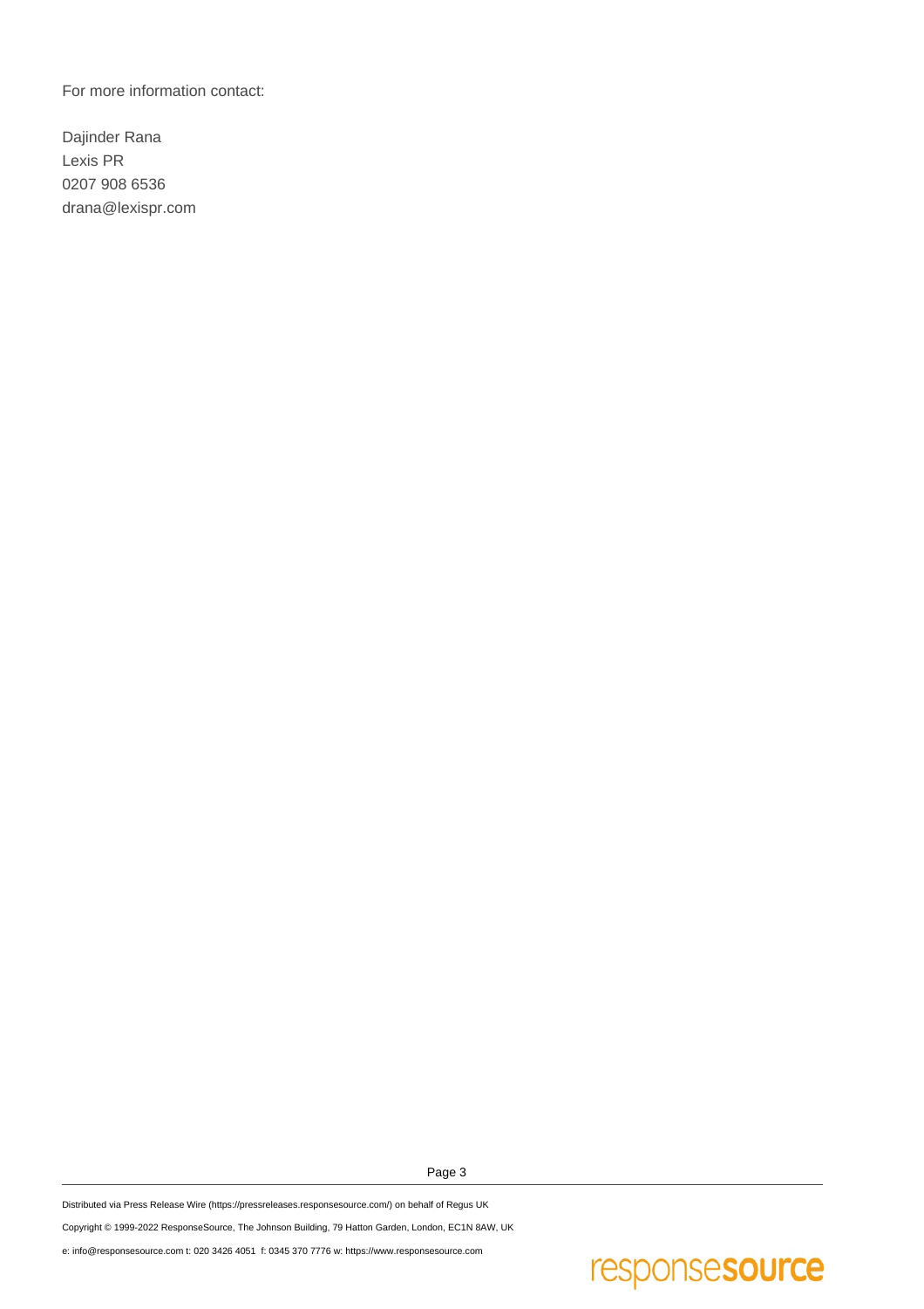For more information contact:

Dajinder Rana
Lexis PR
0207 908 6536
drana@lexispr.com